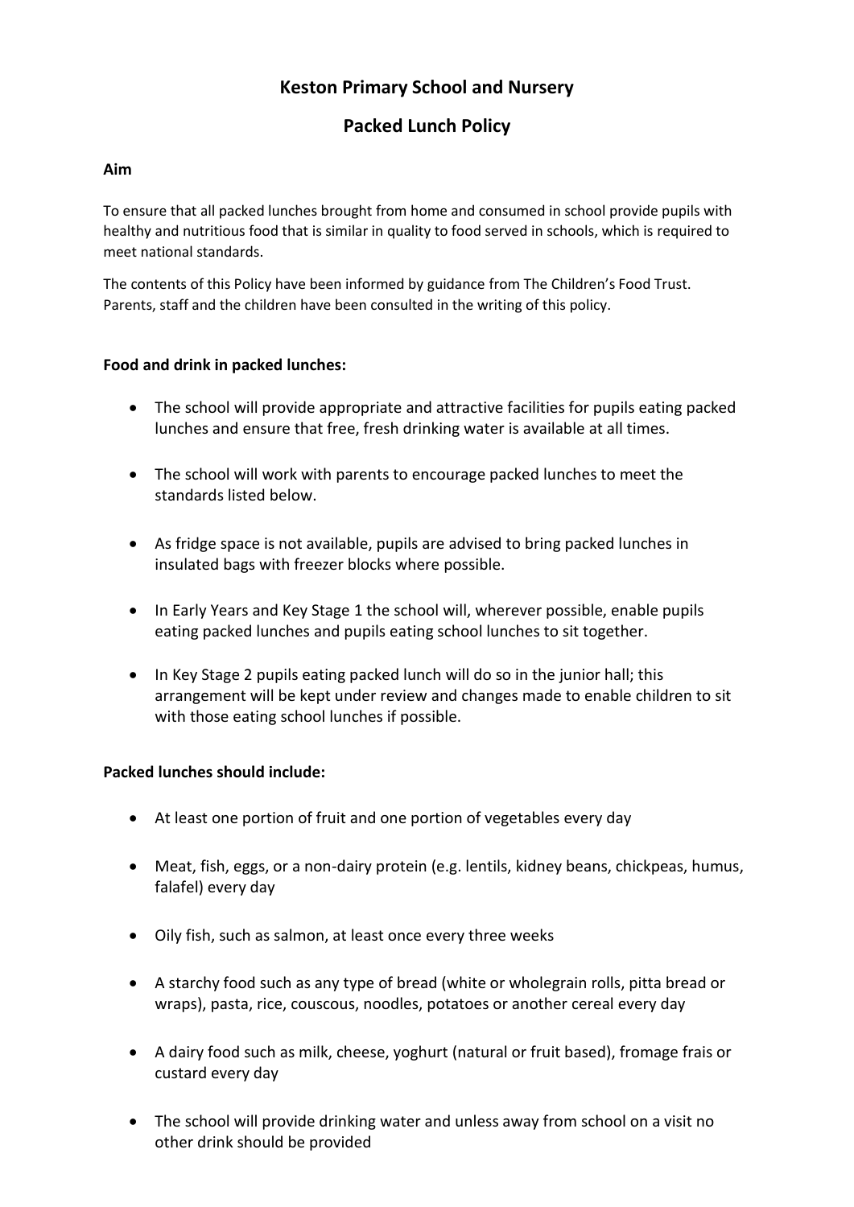# Keston Primary School and Nursery

## Packed Lunch Policy

### Aim

To ensure that all packed lunches brought from home and consumed in school provide pupils with healthy and nutritious food that is similar in quality to food served in schools, which is required to meet national standards.

The contents of this Policy have been informed by guidance from The Children's Food Trust. Parents, staff and the children have been consulted in the writing of this policy.

### Food and drink in packed lunches:

- The school will provide appropriate and attractive facilities for pupils eating packed lunches and ensure that free, fresh drinking water is available at all times.
- The school will work with parents to encourage packed lunches to meet the standards listed below.
- As fridge space is not available, pupils are advised to bring packed lunches in insulated bags with freezer blocks where possible.
- In Early Years and Key Stage 1 the school will, wherever possible, enable pupils eating packed lunches and pupils eating school lunches to sit together.
- In Key Stage 2 pupils eating packed lunch will do so in the junior hall; this arrangement will be kept under review and changes made to enable children to sit with those eating school lunches if possible.

### Packed lunches should include:

- At least one portion of fruit and one portion of vegetables every day
- Meat, fish, eggs, or a non-dairy protein (e.g. lentils, kidney beans, chickpeas, humus, falafel) every day
- Oily fish, such as salmon, at least once every three weeks
- A starchy food such as any type of bread (white or wholegrain rolls, pitta bread or wraps), pasta, rice, couscous, noodles, potatoes or another cereal every day
- A dairy food such as milk, cheese, yoghurt (natural or fruit based), fromage frais or custard every day
- The school will provide drinking water and unless away from school on a visit no other drink should be provided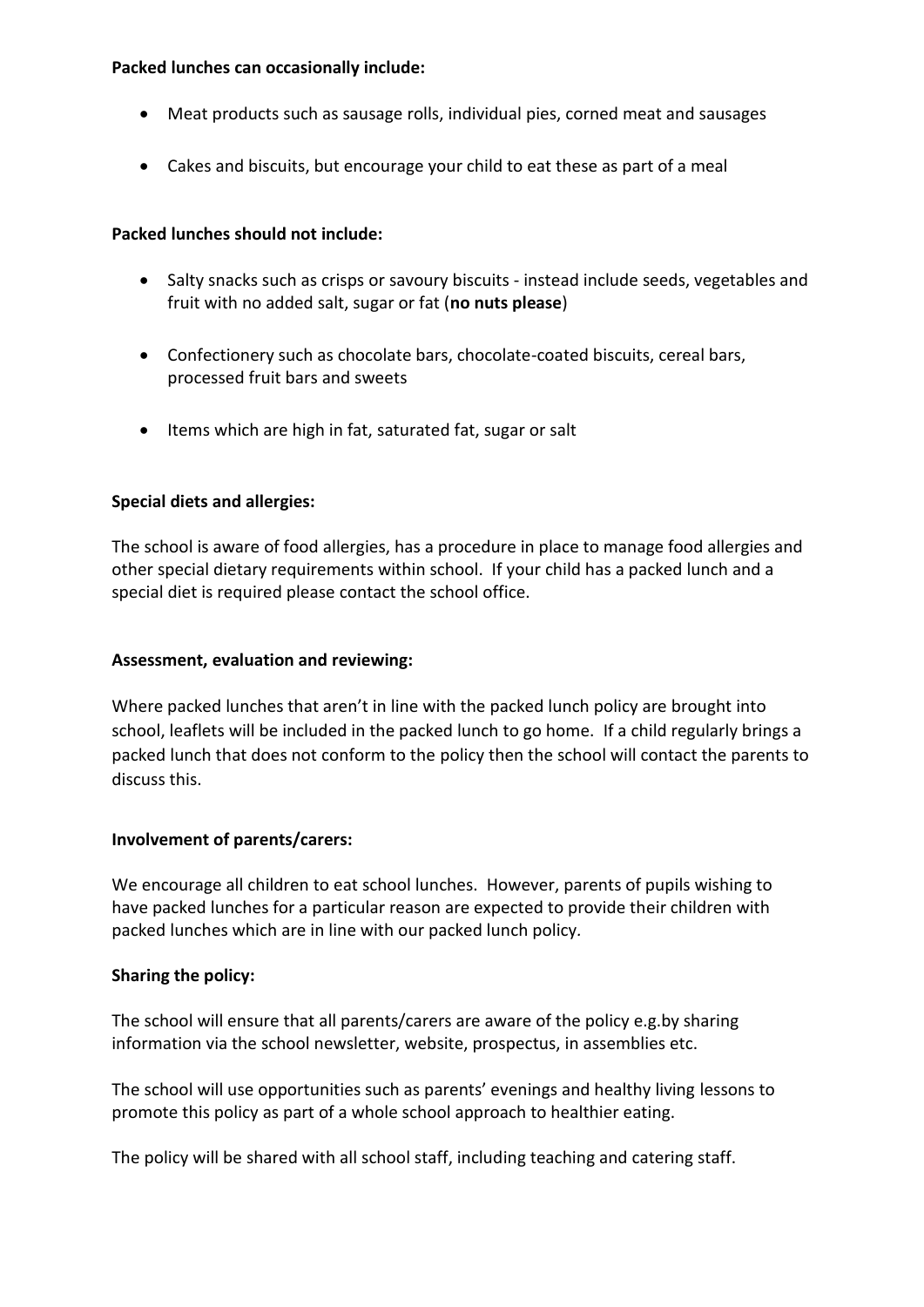**Packed lunches can occasionally include:**

- Meat products such as sausage rolls, individual pies, corned meat and sausages
- Cakes and biscuits, but encourage your child to eat these as part of a meal

**Packed lunches should not include:**

- Salty snacks such as crisps or savoury biscuits - instead include seeds, vegetables and fruit with no added salt, sugar or fat (**no nuts please**)
- Confectionery such as chocolate bars, chocolate-coated biscuits, cereal bars, processed fruit bars and sweets
- Items which are high in fat, saturated fat, sugar or salt

**Special diets and allergies:**

The school is aware of food allergies, has a procedure in place to manage food allergies and other special dietary requirements within school. If your child has a packed lunch and a special diet is required please contact the school office.

**Assessment, evaluation and reviewing:**

Where packed lunches that aren't in line with the packed lunch policy are brought into school, leaflets will be included in the packed lunch to go home. If a child regularly brings a packed lunch that does not conform to the policy then the school will contact the parents to discuss this.

**Involvement of parents/carers:**

We encourage all children to eat school lunches. However, parents of pupils wishing to have packed lunches for a particular reason are expected to provide their children with packed lunches which are in line with our packed lunch policy.

**Sharing the policy:**

The school will ensure that all parents/carers are aware of the policy e.g.by sharing information via the school newsletter, website, prospectus, in assemblies etc.

The school will use opportunities such as parents' evenings and healthy living lessons to promote this policy as part of a whole school approach to healthier eating.

The policy will be shared with all school staff, including teaching and catering staff.